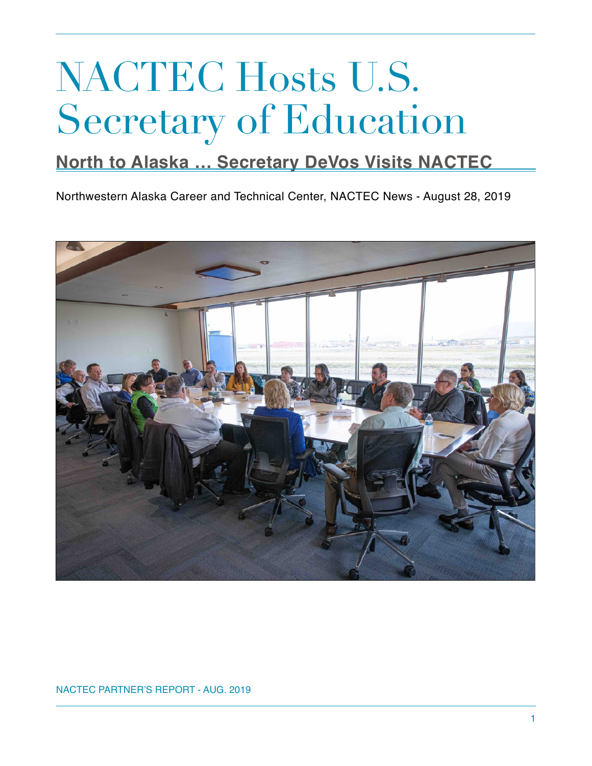# NACTEC Hosts U.S. Secretary of Education

## North to Alaska … Secretary DeVos Visits NACTEC

Northwestern Alaska Career and Technical Center, NACTEC News - August 28, 2019

NACTEC PARTNER'S REPORT - AUG. 2019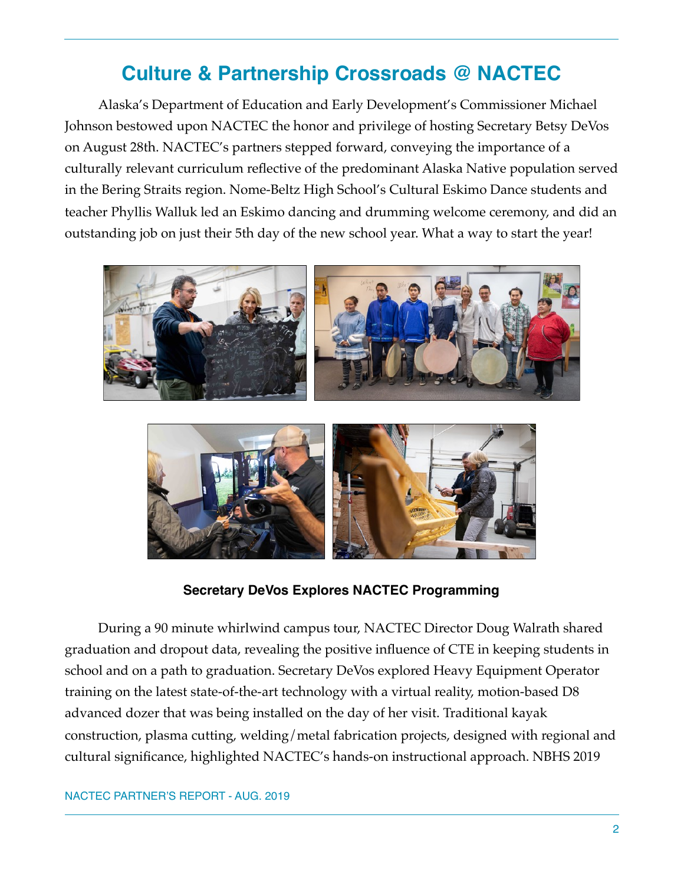## Culture & Partnership Crossroads @ NACTEC

Alaska's Department of Education and Early Development's Commissioner Michael Johnson bestowed upon NACTEC the honor and privilege of hosting Secretary Betsy DeVos on August 28th. NACTEC's partners stepped forward, conveying the importance of a culturally relevant curriculum reflective of the predominant Alaska Native population served in the Bering Straits region. Nome-Beltz High School's Cultural Eskimo Dance students and teacher Phyllis Walluk led an Eskimo dancing and drumming welcome ceremony, and did an outstanding job on just their 5th day of the new school year. What a way to start the year!

**Secretary DeVos Explores NACTEC Programming**

During a 90 minute whirlwind campus tour, NACTEC Director Doug Walrath shared graduation and dropout data, revealing the positive influence of CTE in keeping students in school and on a path to graduation. Secretary DeVos explored Heavy Equipment Operator training on the latest state-of-the-art technology with a virtual reality, motion-based D8 advanced dozer that was being installed on the day of her visit. Traditional kayak construction, plasma cutting, welding/metal fabrication projects, designed with regional and cultural significance, highlighted NACTEC's hands-on instructional approach. NBHS 2019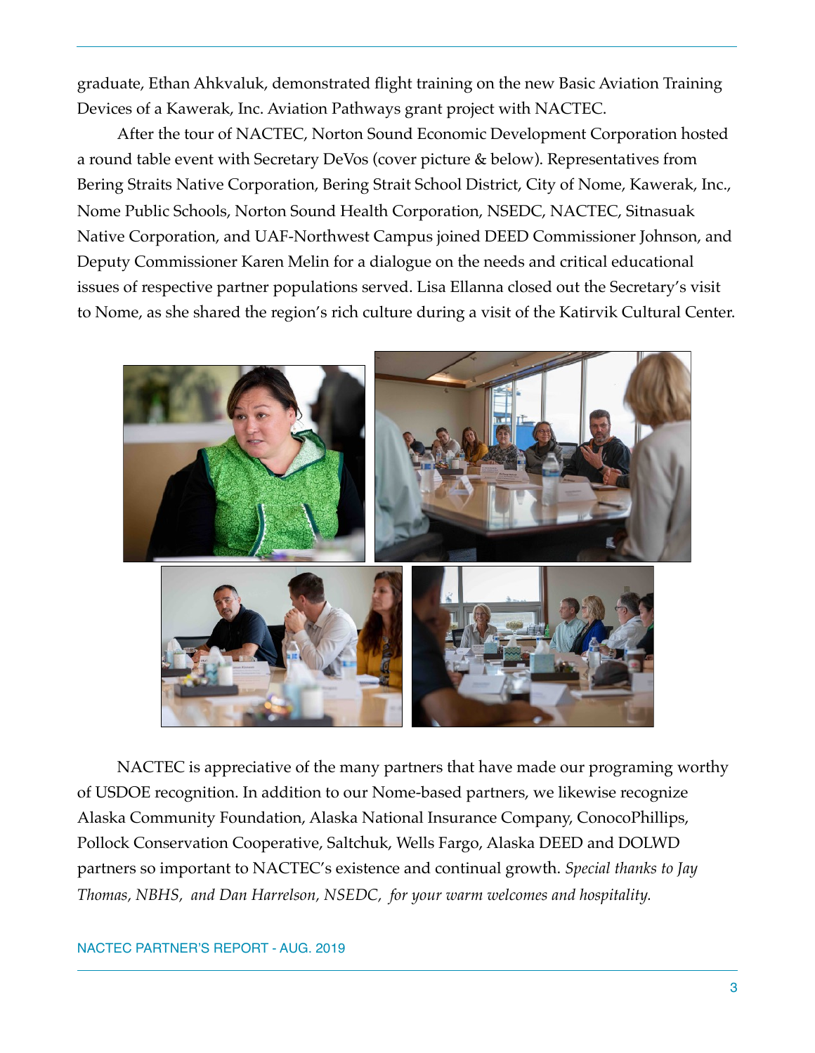graduate, Ethan Ahkvaluk, demonstrated flight training on the new Basic Aviation Training Devices of a Kawerak, Inc. Aviation Pathways grant project with NACTEC.

After the tour of NACTEC, Norton Sound Economic Development Corporation hosted a round table event with Secretary DeVos (cover picture & below). Representatives from Bering Straits Native Corporation, Bering Strait School District, City of Nome, Kawerak, Inc., Nome Public Schools, Norton Sound Health Corporation, NSEDC, NACTEC, Sitnasuak Native Corporation, and UAF-Northwest Campus joined DEED Commissioner Johnson, and Deputy Commissioner Karen Melin for a dialogue on the needs and critical educational issues of respective partner populations served. Lisa Ellanna closed out the Secretary's visit to Nome, as she shared the region's rich culture during a visit of the Katirvik Cultural Center.

NACTEC is appreciative of the many partners that have made our programing worthy of USDOE recognition. In addition to our Nome-based partners, we likewise recognize Alaska Community Foundation, Alaska National Insurance Company, ConocoPhillips, Pollock Conservation Cooperative, Saltchuk, Wells Fargo, Alaska DEED and DOLWD partners so important to NACTEC's existence and continual growth. *Special thanks to Jay Thomas, NBHS, and Dan Harrelson, NSEDC, for your warm welcomes and hospitality.*